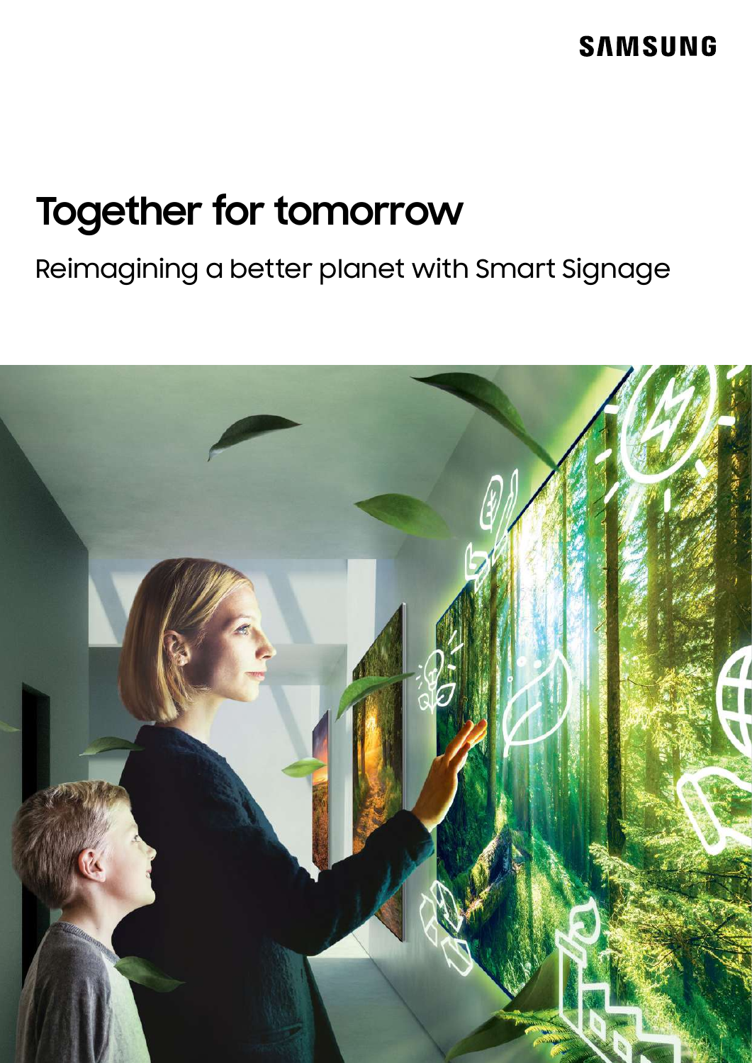SAMSUNG

# Together for tomorrow

## Reimagining a better planet with Smart Signage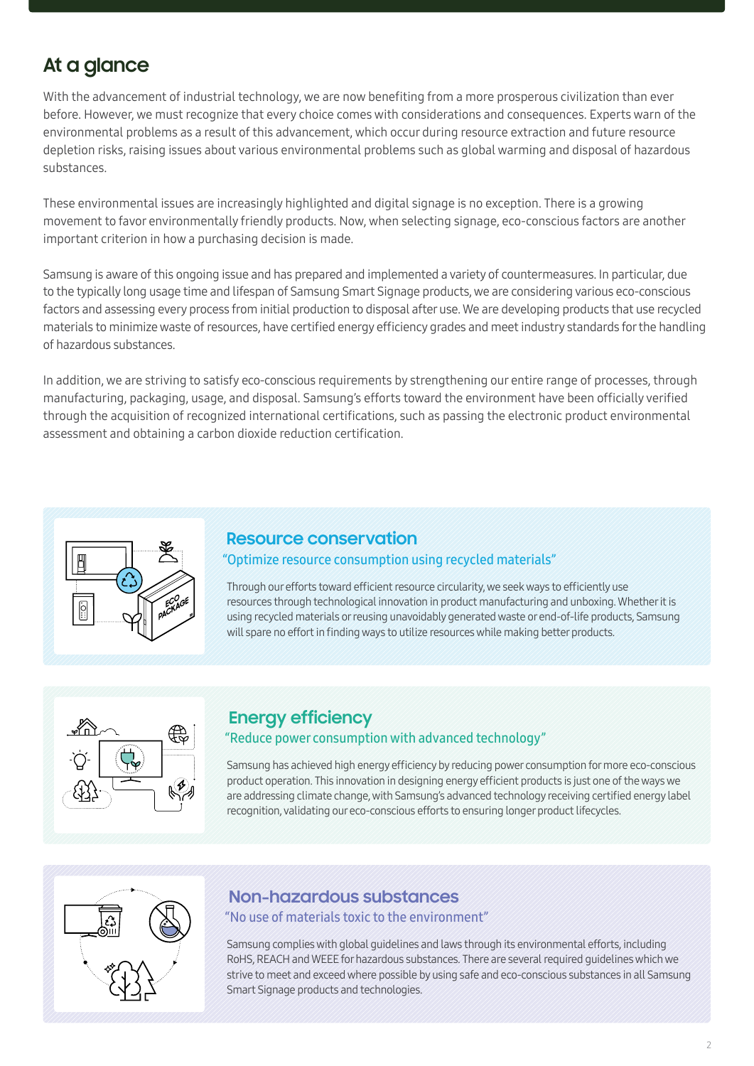## At a glance

With the advancement of industrial technology, we are now benefiting from a more prosperous civilization than ever before. However, we must recognize that every choice comes with considerations and consequences. Experts warn of the environmental problems as a result of this advancement, which occur during resource extraction and future resource depletion risks, raising issues about various environmental problems such as global warming and disposal of hazardous substances.

These environmental issues are increasingly highlighted and digital signage is no exception. There is a growing movement to favor environmentally friendly products. Now, when selecting signage, eco-conscious factors are another important criterion in how a purchasing decision is made.

Samsung is aware of this ongoing issue and has prepared and implemented a variety of countermeasures. In particular, due to the typically long usage time and lifespan of Samsung Smart Signage products, we are considering various eco-conscious factors and assessing every process from initial production to disposal after use. We are developing products that use recycled materials to minimize waste of resources, have certified energy efficiency grades and meet industry standards for the handling of hazardous substances.

In addition, we are striving to satisfy eco-conscious requirements by strengthening our entire range of processes, through manufacturing, packaging, usage, and disposal. Samsung's efforts toward the environment have been officially verified through the acquisition of recognized international certifications, such as passing the electronic product environmental assessment and obtaining a carbon dioxide reduction certification.

### Resource conservation

"Optimize resource consumption using recycled materials"

Through our efforts toward efficient resource circularity, we seek ways to efficiently use resources through technological innovation in product manufacturing and unboxing. Whether it is using recycled materials or reusing unavoidably generated waste or end-of-life products, Samsung will spare no effort in finding ways to utilize resources while making better products.

### Energy efficiency

"Reduce power consumption with advanced technology"

Samsung has achieved high energy efficiency by reducing power consumption for more eco-conscious product operation. This innovation in designing energy efficient products is just one of the ways we are addressing climate change, with Samsung's advanced technology receiving certified energy label recognition, validating our eco-conscious efforts to ensuring longer product lifecycles.

### Non-hazardous substances

"No use of materials toxic to the environment"

Samsung complies with global guidelines and laws through its environmental efforts, including RoHS, REACH and WEEE for hazardous substances. There are several required guidelines which we strive to meet and exceed where possible by using safe and eco-conscious substances in all Samsung Smart Signage products and technologies.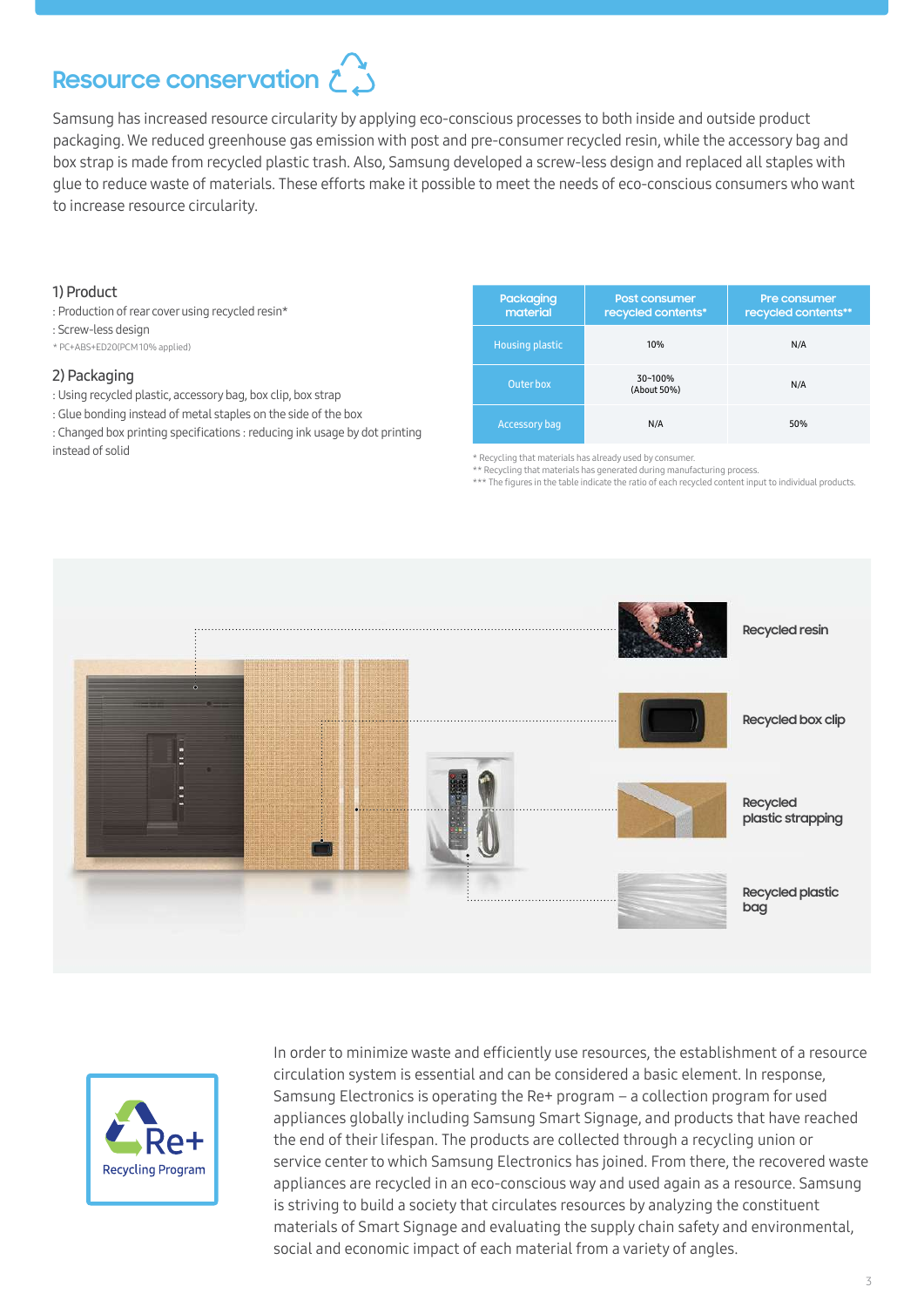# Resource conservation

Samsung has increased resource circularity by applying eco-conscious processes to both inside and outside product packaging. We reduced greenhouse gas emission with post and pre-consumer recycled resin, while the accessory bag and box strap is made from recycled plastic trash. Also, Samsung developed a screw-less design and replaced all staples with glue to reduce waste of materials. These efforts make it possible to meet the needs of eco-conscious consumers who want to increase resource circularity.

### 1) Product

: Production of rear cover using recycled resin*

: Screw-less design

* PC+ABS+ED20(PCM10% applied)

### 2) Packaging

: Using recycled plastic, accessory bag, box clip, box strap

: Glue bonding instead of metal staples on the side of the box

: Changed box printing specifications : reducing ink usage by dot printing instead of solid

| Packaging material | Post consumer recycled contents* | Pre consumer recycled contents** |
|---|---|---|
| Housing plastic | 10% | N/A |
| Outer box | 30~100% (About 50%) | N/A |
| Accessory bag | N/A | 50% |

* Recycling that materials has already used by consumer.
** Recycling that materials has generated during manufacturing process.
*** The figures in the table indicate the ratio of each recycled content input to individual products.

Recycled resin

Recycled box clip

Recycled plastic strapping

Recycled plastic bag

Re+ Recycling Program

In order to minimize waste and efficiently use resources, the establishment of a resource circulation system is essential and can be considered a basic element. In response, Samsung Electronics is operating the Re+ program – a collection program for used appliances globally including Samsung Smart Signage, and products that have reached the end of their lifespan. The products are collected through a recycling union or service center to which Samsung Electronics has joined. From there, the recovered waste appliances are recycled in an eco-conscious way and used again as a resource. Samsung is striving to build a society that circulates resources by analyzing the constituent materials of Smart Signage and evaluating the supply chain safety and environmental, social and economic impact of each material from a variety of angles.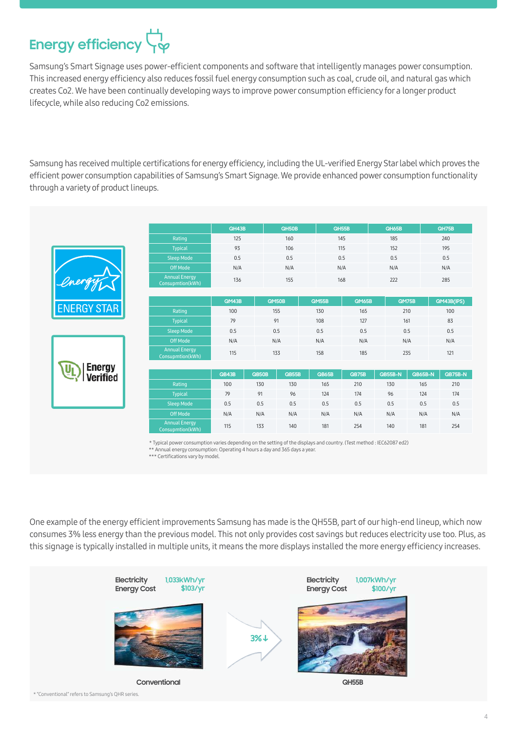# Energy efficiency

Samsung's Smart Signage uses power-efficient components and software that intelligently manages power consumption. This increased energy efficiency also reduces fossil fuel energy consumption such as coal, crude oil, and natural gas which creates Co2. We have been continually developing ways to improve power consumption efficiency for a longer product lifecycle, while also reducing Co2 emissions.

Samsung has received multiple certifications for energy efficiency, including the UL-verified Energy Star label which proves the efficient power consumption capabilities of Samsung's Smart Signage. We provide enhanced power consumption functionality through a variety of product lineups.

ENERGY STAR

UL Energy Verified

| | QH43B | QH50B | QH55B | QH65B | QH75B |
|---|---|---|---|---|---|
| Rating | 125 | 160 | 145 | 185 | 240 |
| Typical | 93 | 106 | 115 | 152 | 195 |
| Sleep Mode | 0.5 | 0.5 | 0.5 | 0.5 | 0.5 |
| Off Mode | N/A | N/A | N/A | N/A | N/A |
| Annual Energy Consumption(kWh) | 136 | 155 | 168 | 222 | 285 |

| | QM43B | QM50B | QM55B | QM65B | QM75B | QM43B(IPS) |
|---|---|---|---|---|---|---|
| Rating | 100 | 155 | 130 | 165 | 210 | 100 |
| Typical | 79 | 91 | 108 | 127 | 161 | 83 |
| Sleep Mode | 0.5 | 0.5 | 0.5 | 0.5 | 0.5 | 0.5 |
| Off Mode | N/A | N/A | N/A | N/A | N/A | N/A |
| Annual Energy Consumption(kWh) | 115 | 133 | 158 | 185 | 235 | 121 |

| | QB43B | QB50B | QB55B | QB65B | QB75B | QB55B-N | QB65B-N | QB75B-N |
|---|---|---|---|---|---|---|---|---|
| Rating | 100 | 130 | 130 | 165 | 210 | 130 | 165 | 210 |
| Typical | 79 | 91 | 96 | 124 | 174 | 96 | 124 | 174 |
| Sleep Mode | 0.5 | 0.5 | 0.5 | 0.5 | 0.5 | 0.5 | 0.5 | 0.5 |
| Off Mode | N/A | N/A | N/A | N/A | N/A | N/A | N/A | N/A |
| Annual Energy Consumption(kWh) | 115 | 133 | 140 | 181 | 254 | 140 | 181 | 254 |

* Typical power consumption varies depending on the setting of the displays and country. (Test method : IEC62087 ed2)
** Annual energy consumption: Operating 4 hours a day and 365 days a year.
*** Certifications vary by model.

One example of the energy efficient improvements Samsung has made is the QH55B, part of our high-end lineup, which now consumes 3% less energy than the previous model. This not only provides cost savings but reduces electricity use too. Plus, as this signage is typically installed in multiple units, it means the more displays installed the more energy efficiency increases.

Electricity 1,033kWh/yr
Energy Cost $103/yr

Conventional

3%↓

Electricity 1,007kWh/yr
Energy Cost $100/yr

QH55B

* "Conventional" refers to Samsung's QHR series.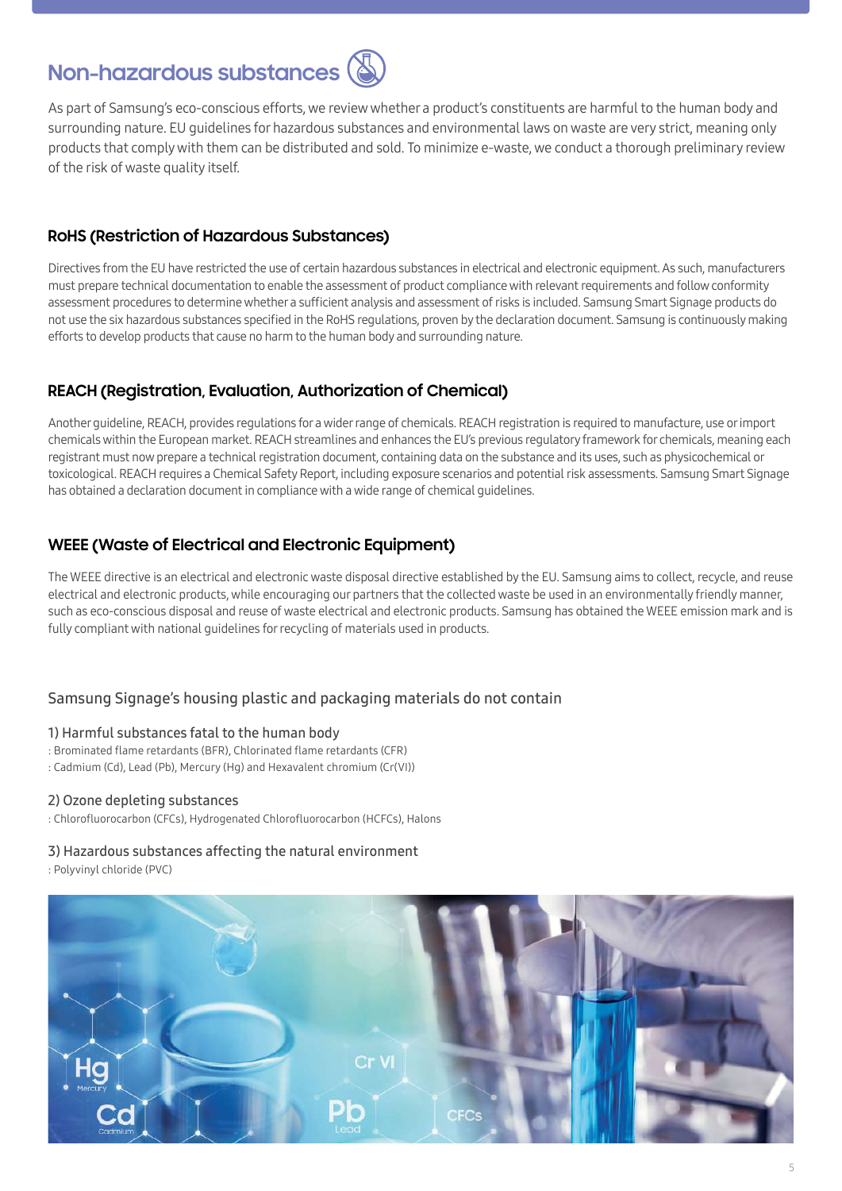# Non-hazardous substances

As part of Samsung's eco-conscious efforts, we review whether a product's constituents are harmful to the human body and surrounding nature. EU guidelines for hazardous substances and environmental laws on waste are very strict, meaning only products that comply with them can be distributed and sold. To minimize e-waste, we conduct a thorough preliminary review of the risk of waste quality itself.

## RoHS (Restriction of Hazardous Substances)

Directives from the EU have restricted the use of certain hazardous substances in electrical and electronic equipment. As such, manufacturers must prepare technical documentation to enable the assessment of product compliance with relevant requirements and follow conformity assessment procedures to determine whether a sufficient analysis and assessment of risks is included. Samsung Smart Signage products do not use the six hazardous substances specified in the RoHS regulations, proven by the declaration document. Samsung is continuously making efforts to develop products that cause no harm to the human body and surrounding nature.

## REACH (Registration, Evaluation, Authorization of Chemical)

Another guideline, REACH, provides regulations for a wider range of chemicals. REACH registration is required to manufacture, use or import chemicals within the European market. REACH streamlines and enhances the EU's previous regulatory framework for chemicals, meaning each registrant must now prepare a technical registration document, containing data on the substance and its uses, such as physicochemical or toxicological. REACH requires a Chemical Safety Report, including exposure scenarios and potential risk assessments. Samsung Smart Signage has obtained a declaration document in compliance with a wide range of chemical guidelines.

## WEEE (Waste of Electrical and Electronic Equipment)

The WEEE directive is an electrical and electronic waste disposal directive established by the EU. Samsung aims to collect, recycle, and reuse electrical and electronic products, while encouraging our partners that the collected waste be used in an environmentally friendly manner, such as eco-conscious disposal and reuse of waste electrical and electronic products. Samsung has obtained the WEEE emission mark and is fully compliant with national guidelines for recycling of materials used in products.

Samsung Signage's housing plastic and packaging materials do not contain

1) Harmful substances fatal to the human body

: Brominated flame retardants (BFR), Chlorinated flame retardants (CFR)

: Cadmium (Cd), Lead (Pb), Mercury (Hg) and Hexavalent chromium (Cr(VI))

2) Ozone depleting substances

: Chlorofluorocarbon (CFCs), Hydrogenated Chlorofluorocarbon (HCFCs), Halons

3) Hazardous substances affecting the natural environment

: Polyvinyl chloride (PVC)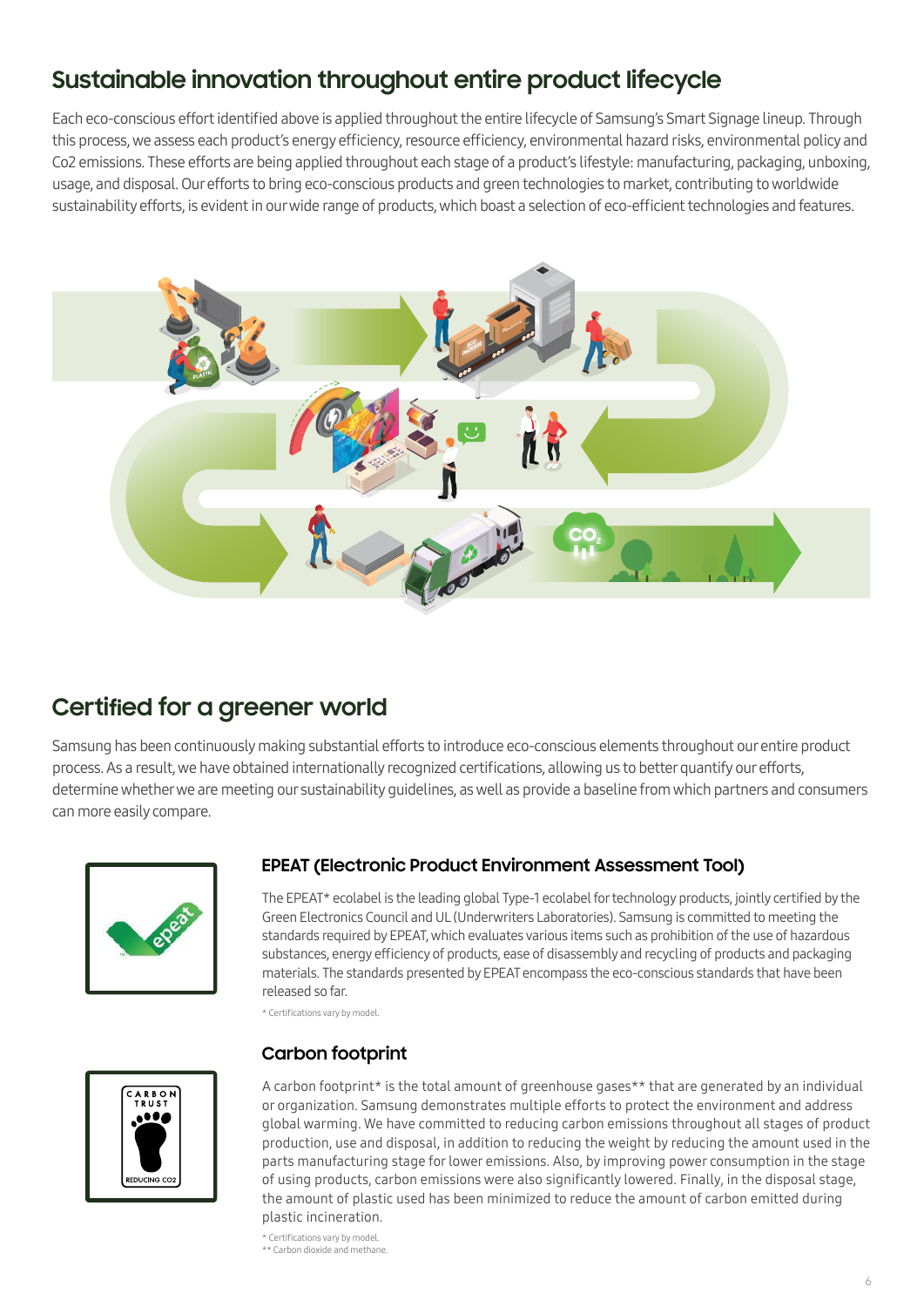## Sustainable innovation throughout entire product lifecycle

Each eco-conscious effort identified above is applied throughout the entire lifecycle of Samsung's Smart Signage lineup. Through this process, we assess each product's energy efficiency, resource efficiency, environmental hazard risks, environmental policy and Co2 emissions. These efforts are being applied throughout each stage of a product's lifestyle: manufacturing, packaging, unboxing, usage, and disposal. Our efforts to bring eco-conscious products and green technologies to market, contributing to worldwide sustainability efforts, is evident in our wide range of products, which boast a selection of eco-efficient technologies and features.

## Certified for a greener world

Samsung has been continuously making substantial efforts to introduce eco-conscious elements throughout our entire product process. As a result, we have obtained internationally recognized certifications, allowing us to better quantify our efforts, determine whether we are meeting our sustainability guidelines, as well as provide a baseline from which partners and consumers can more easily compare.

### EPEAT (Electronic Product Environment Assessment Tool)

The EPEAT* ecolabel is the leading global Type-1 ecolabel for technology products, jointly certified by the Green Electronics Council and UL (Underwriters Laboratories). Samsung is committed to meeting the standards required by EPEAT, which evaluates various items such as prohibition of the use of hazardous substances, energy efficiency of products, ease of disassembly and recycling of products and packaging materials. The standards presented by EPEAT encompass the eco-conscious standards that have been released so far.

* Certifications vary by model.

### Carbon footprint

A carbon footprint* is the total amount of greenhouse gases** that are generated by an individual or organization. Samsung demonstrates multiple efforts to protect the environment and address global warming. We have committed to reducing carbon emissions throughout all stages of product production, use and disposal, in addition to reducing the weight by reducing the amount used in the parts manufacturing stage for lower emissions. Also, by improving power consumption in the stage of using products, carbon emissions were also significantly lowered. Finally, in the disposal stage, the amount of plastic used has been minimized to reduce the amount of carbon emitted during plastic incineration.

* Certifications vary by model.
** Carbon dioxide and methane.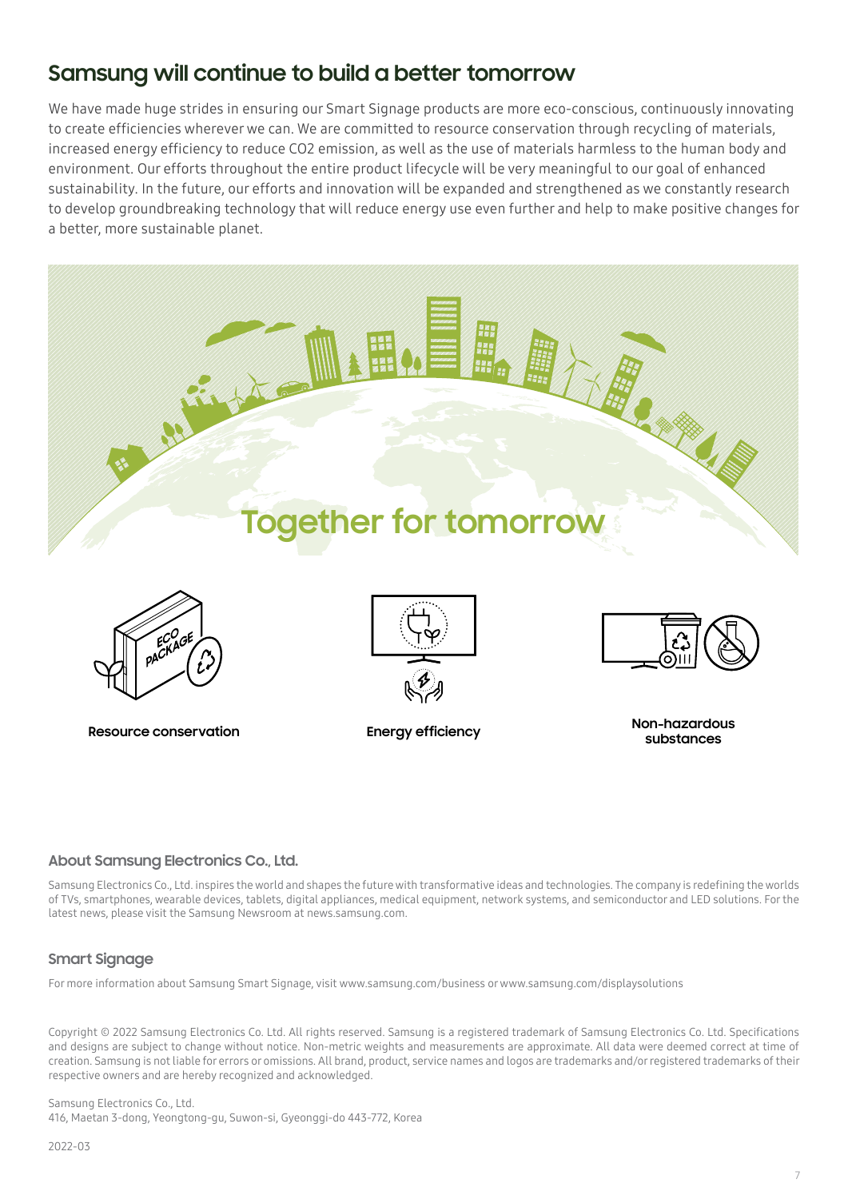# Samsung will continue to build a better tomorrow

We have made huge strides in ensuring our Smart Signage products are more eco-conscious, continuously innovating to create efficiencies wherever we can. We are committed to resource conservation through recycling of materials, increased energy efficiency to reduce CO2 emission, as well as the use of materials harmless to the human body and environment. Our efforts throughout the entire product lifecycle will be very meaningful to our goal of enhanced sustainability. In the future, our efforts and innovation will be expanded and strengthened as we constantly research to develop groundbreaking technology that will reduce energy use even further and help to make positive changes for a better, more sustainable planet.

Together for tomorrow

**Resource conservation**

**Energy efficiency**

**Non-hazardous substances**

## About Samsung Electronics Co., Ltd.

Samsung Electronics Co., Ltd. inspires the world and shapes the future with transformative ideas and technologies. The company is redefining the worlds of TVs, smartphones, wearable devices, tablets, digital appliances, medical equipment, network systems, and semiconductor and LED solutions. For the latest news, please visit the Samsung Newsroom at news.samsung.com.

## Smart Signage

For more information about Samsung Smart Signage, visit www.samsung.com/business or www.samsung.com/displaysolutions

Copyright © 2022 Samsung Electronics Co. Ltd. All rights reserved. Samsung is a registered trademark of Samsung Electronics Co. Ltd. Specifications and designs are subject to change without notice. Non-metric weights and measurements are approximate. All data were deemed correct at time of creation. Samsung is not liable for errors or omissions. All brand, product, service names and logos are trademarks and/or registered trademarks of their respective owners and are hereby recognized and acknowledged.

Samsung Electronics Co., Ltd.
416, Maetan 3-dong, Yeongtong-gu, Suwon-si, Gyeonggi-do 443-772, Korea

2022-03